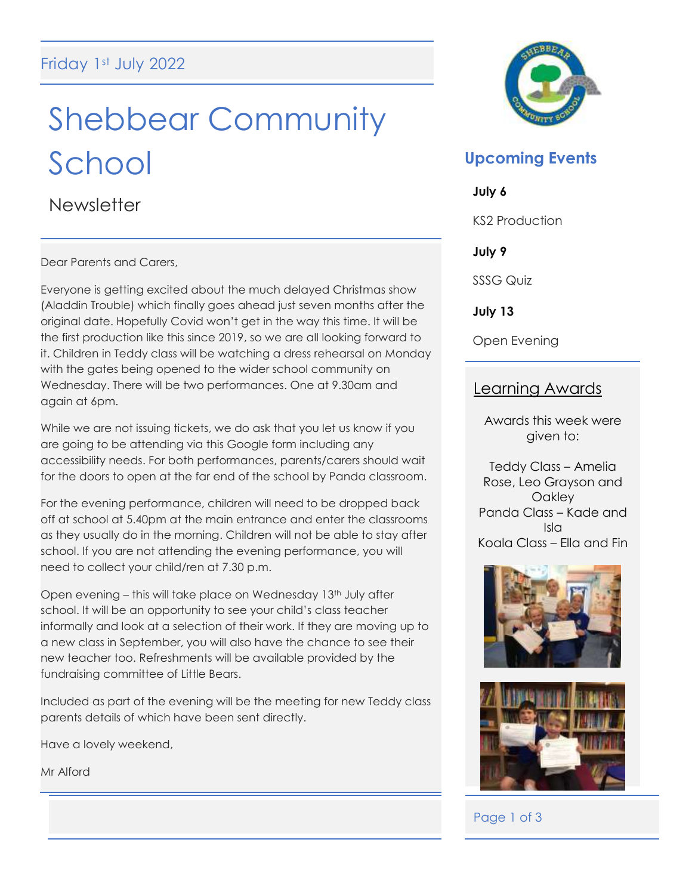Friday 1st July 2022

# Shebbear Community School

## Newsletter

Dear Parents and Carers,

Everyone is getting excited about the much delayed Christmas show (Aladdin Trouble) which finally goes ahead just seven months after the original date. Hopefully Covid won't get in the way this time. It will be the first production like this since 2019, so we are all looking forward to it. Children in Teddy class will be watching a dress rehearsal on Monday with the gates being opened to the wider school community on Wednesday. There will be two performances. One at 9.30am and again at 6pm.

While we are not issuing tickets, we do ask that you let us know if you are going to be attending via this Google form including any accessibility needs. For both performances, parents/carers should wait for the doors to open at the far end of the school by Panda classroom.

For the evening performance, children will need to be dropped back off at school at 5.40pm at the main entrance and enter the classrooms as they usually do in the morning. Children will not be able to stay after school. If you are not attending the evening performance, you will need to collect your child/ren at 7.30 p.m.

Open evening – this will take place on Wednesday 13th July after school. It will be an opportunity to see your child's class teacher informally and look at a selection of their work. If they are moving up to a new class in September, you will also have the chance to see their new teacher too. Refreshments will be available provided by the fundraising committee of Little Bears.

Included as part of the evening will be the meeting for new Teddy class parents details of which have been sent directly.

Have a lovely weekend,

Mr Alford

## Upcoming Events

**July 6**

KS2 Production

**July 9**

SSSG Quiz

**July 13**

Open Evening

## Learning Awards

Awards this week were given to:

Teddy Class – Amelia Rose, Leo Grayson and Oakley
Panda Class – Kade and Isla
Koala Class – Ella and Fin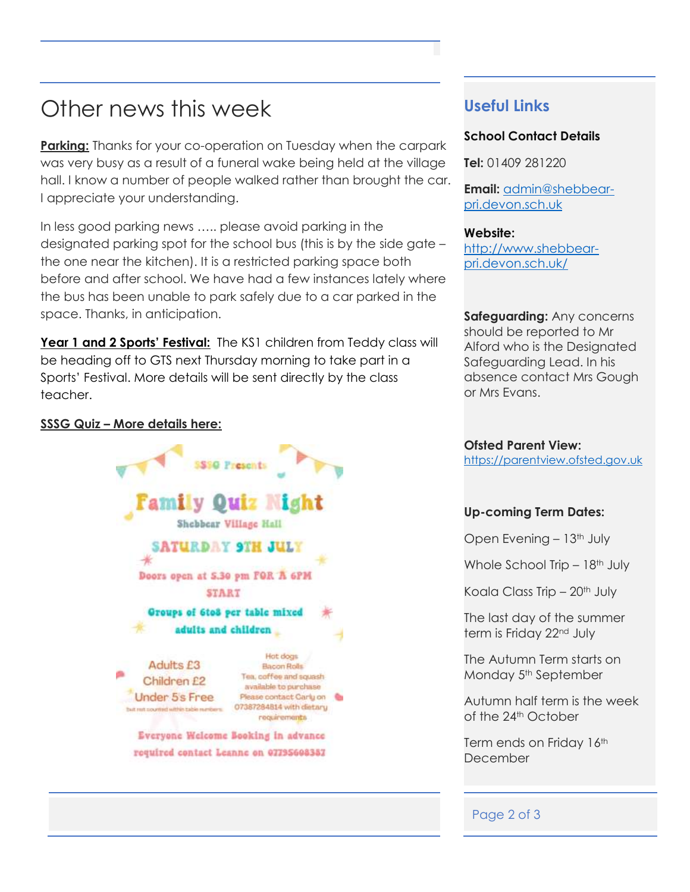# Other news this week

**Parking:** Thanks for your co-operation on Tuesday when the carpark was very busy as a result of a funeral wake being held at the village hall. I know a number of people walked rather than brought the car. I appreciate your understanding.

In less good parking news ….. please avoid parking in the designated parking spot for the school bus (this is by the side gate – the one near the kitchen). It is a restricted parking space both before and after school. We have had a few instances lately where the bus has been unable to park safely due to a car parked in the space. Thanks, in anticipation.

**Year 1 and 2 Sports' Festival:** The KS1 children from Teddy class will be heading off to GTS next Thursday morning to take part in a Sports' Festival. More details will be sent directly by the class teacher.

**SSSG Quiz – More details here:**

SSSG Presents

**Family Quiz Night**

Shebbear Village Hall

SATURDAY 9TH JULY

Doors open at 5.30 pm FOR A 6PM START

Groups of 6to8 per table mixed adults and children

Adults £3
Children £2
Under 5's Free
but not counted within table numbers

Hot dogs
Bacon Rolls
Tea, coffee and squash available to purchase
Please contact Carly on 07387284814 with dietary requirements

Everyone Welcome Booking in advance required contact Leanne on 07795608387

## Useful Links

**School Contact Details**

**Tel:** 01409 281220

**Email:** admin@shebbear-pri.devon.sch.uk

**Website:** http://www.shebbear-pri.devon.sch.uk/

**Safeguarding:** Any concerns should be reported to Mr Alford who is the Designated Safeguarding Lead. In his absence contact Mrs Gough or Mrs Evans.

**Ofsted Parent View:** https://parentview.ofsted.gov.uk

**Up-coming Term Dates:**

Open Evening – 13th July

Whole School Trip – 18th July

Koala Class Trip – 20th July

The last day of the summer term is Friday 22nd July

The Autumn Term starts on Monday 5th September

Autumn half term is the week of the 24th October

Term ends on Friday 16th December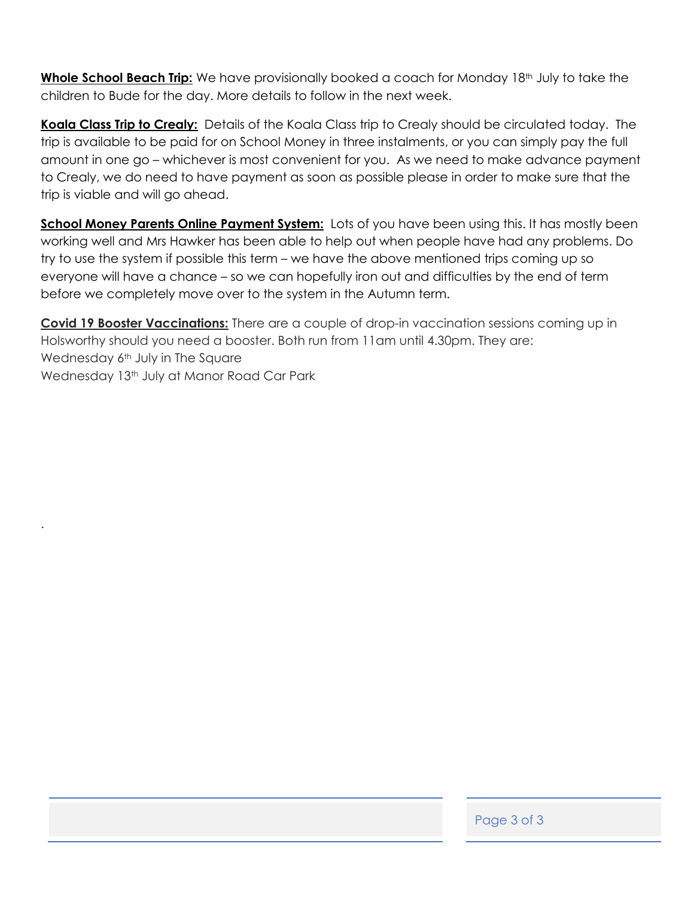**Whole School Beach Trip:** We have provisionally booked a coach for Monday 18th July to take the children to Bude for the day. More details to follow in the next week.

**Koala Class Trip to Crealy:** Details of the Koala Class trip to Crealy should be circulated today. The trip is available to be paid for on School Money in three instalments, or you can simply pay the full amount in one go – whichever is most convenient for you. As we need to make advance payment to Crealy, we do need to have payment as soon as possible please in order to make sure that the trip is viable and will go ahead.

**School Money Parents Online Payment System:** Lots of you have been using this. It has mostly been working well and Mrs Hawker has been able to help out when people have had any problems. Do try to use the system if possible this term – we have the above mentioned trips coming up so everyone will have a chance – so we can hopefully iron out and difficulties by the end of term before we completely move over to the system in the Autumn term.

**Covid 19 Booster Vaccinations:** There are a couple of drop-in vaccination sessions coming up in Holsworthy should you need a booster. Both run from 11am until 4.30pm. They are:
Wednesday 6th July in The Square
Wednesday 13th July at Manor Road Car Park

.